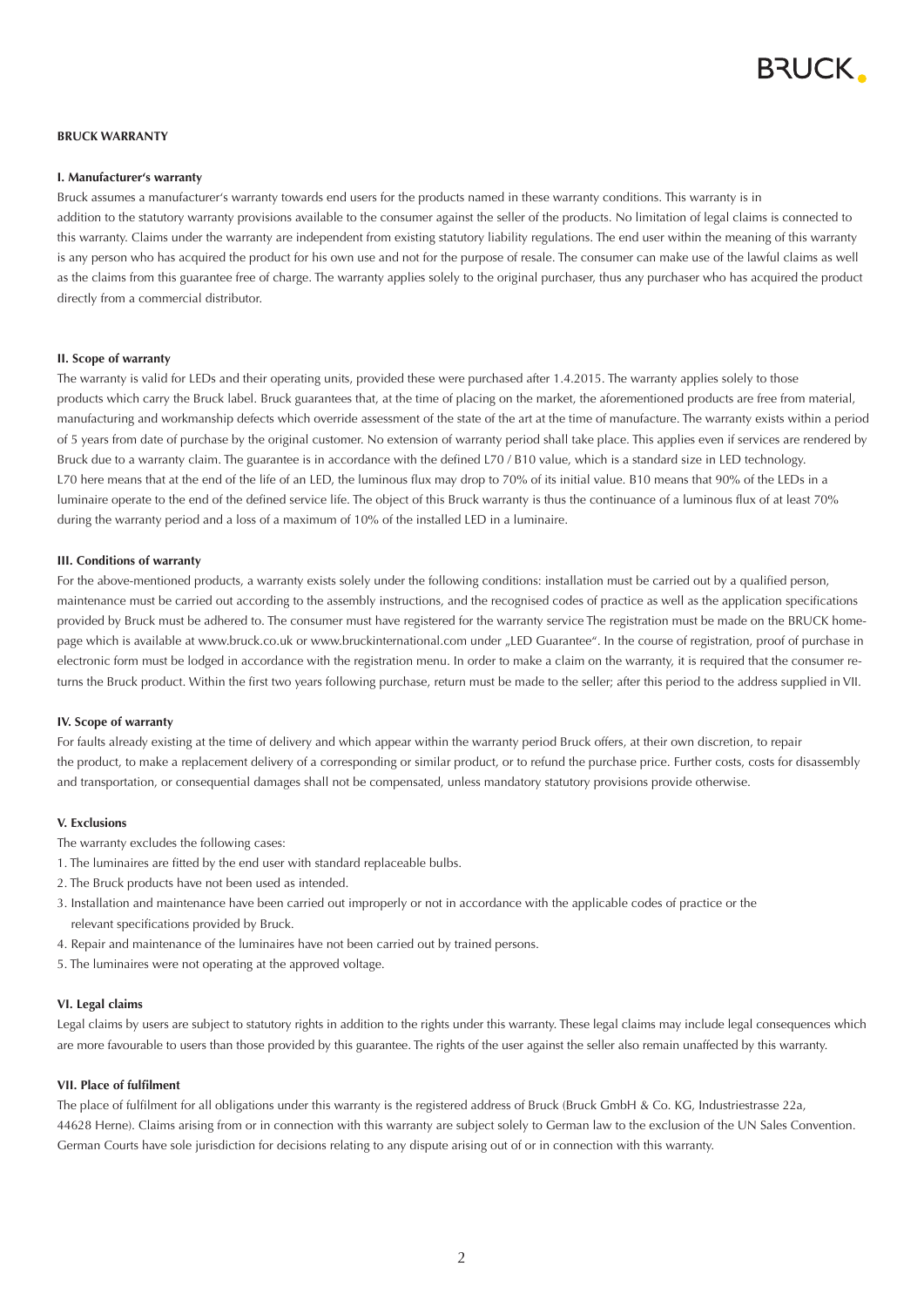## BRUCK WARRANTY

### I. Manufacturer's warranty

Bruck assumes a manufacturer's warranty towards end users for the products named in these warranty conditions. This warranty is in addition to the statutory warranty provisions available to the consumer against the seller of the products. No limitation of legal claims is connected to this warranty. Claims under the warranty are independent from existing statutory liability regulations. The end user within the meaning of this warranty is any person who has acquired the product for his own use and not for the purpose of resale. The consumer can make use of the lawful claims as well as the claims from this guarantee free of charge. The warranty applies solely to the original purchaser, thus any purchaser who has acquired the product directly from a commercial distributor.

### II. Scope of warranty

The warranty is valid for LEDs and their operating units, provided these were purchased after 1.4.2015. The warranty applies solely to those products which carry the Bruck label. Bruck guarantees that, at the time of placing on the market, the aforementioned products are free from material, manufacturing and workmanship defects which override assessment of the state of the art at the time of manufacture. The warranty exists within a period of 5 years from date of purchase by the original customer. No extension of warranty period shall take place. This applies even if services are rendered by Bruck due to a warranty claim. The guarantee is in accordance with the defined L70 / B10 value, which is a standard size in LED technology. L70 here means that at the end of the life of an LED, the luminous flux may drop to 70% of its initial value. B10 means that 90% of the LEDs in a luminaire operate to the end of the defined service life. The object of this Bruck warranty is thus the continuance of a luminous flux of at least 70% during the warranty period and a loss of a maximum of 10% of the installed LED in a luminaire.

### III. Conditions of warranty

For the above-mentioned products, a warranty exists solely under the following conditions: installation must be carried out by a qualified person, maintenance must be carried out according to the assembly instructions, and the recognised codes of practice as well as the application specifications provided by Bruck must be adhered to. The consumer must have registered for the warranty service The registration must be made on the BRUCK homepage which is available at www.bruck.co.uk or www.bruckinternational.com under „LED Guarantee". In the course of registration, proof of purchase in electronic form must be lodged in accordance with the registration menu. In order to make a claim on the warranty, it is required that the consumer returns the Bruck product. Within the first two years following purchase, return must be made to the seller; after this period to the address supplied in VII.

### IV. Scope of warranty

For faults already existing at the time of delivery and which appear within the warranty period Bruck offers, at their own discretion, to repair the product, to make a replacement delivery of a corresponding or similar product, or to refund the purchase price. Further costs, costs for disassembly and transportation, or consequential damages shall not be compensated, unless mandatory statutory provisions provide otherwise.

### V. Exclusions

The warranty excludes the following cases:

1. The luminaires are fitted by the end user with standard replaceable bulbs.
2. The Bruck products have not been used as intended.
3. Installation and maintenance have been carried out improperly or not in accordance with the applicable codes of practice or the relevant specifications provided by Bruck.
4. Repair and maintenance of the luminaires have not been carried out by trained persons.
5. The luminaires were not operating at the approved voltage.

### VI. Legal claims

Legal claims by users are subject to statutory rights in addition to the rights under this warranty. These legal claims may include legal consequences which are more favourable to users than those provided by this guarantee. The rights of the user against the seller also remain unaffected by this warranty.

### VII. Place of fulfilment

The place of fulfilment for all obligations under this warranty is the registered address of Bruck (Bruck GmbH & Co. KG, Industriestrasse 22a, 44628 Herne). Claims arising from or in connection with this warranty are subject solely to German law to the exclusion of the UN Sales Convention. German Courts have sole jurisdiction for decisions relating to any dispute arising out of or in connection with this warranty.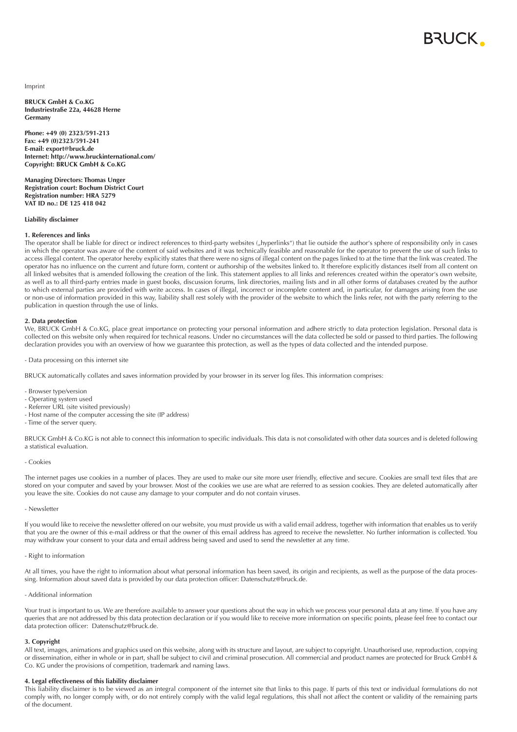Imprint

**BRUCK GmbH & Co.KG**
**Industriestraße 22a, 44628 Herne**
**Germany**

**Phone: +49 (0) 2323/591-213**
**Fax: +49 (0)2323/591-241**
**E-mail: export@bruck.de**
**Internet: http://www.bruckinternational.com/**
**Copyright: BRUCK GmbH & Co.KG**

**Managing Directors: Thomas Unger**
**Registration court: Bochum District Court**
**Registration number: HRA 5279**
**VAT ID no.: DE 125 418 042**

**Liability disclaimer**

**1. References and links**

The operator shall be liable for direct or indirect references to third-party websites („hyperlinks") that lie outside the author's sphere of responsibility only in cases in which the operator was aware of the content of said websites and it was technically feasible and reasonable for the operator to prevent the use of such links to access illegal content. The operator hereby explicitly states that there were no signs of illegal content on the pages linked to at the time that the link was created. The operator has no influence on the current and future form, content or authorship of the websites linked to. It therefore explicitly distances itself from all content on all linked websites that is amended following the creation of the link. This statement applies to all links and references created within the operator's own website, as well as to all third-party entries made in guest books, discussion forums, link directories, mailing lists and in all other forms of databases created by the author to which external parties are provided with write access. In cases of illegal, incorrect or incomplete content and, in particular, for damages arising from the use or non-use of information provided in this way, liability shall rest solely with the provider of the website to which the links refer, not with the party referring to the publication in question through the use of links.

**2. Data protection**

We, BRUCK GmbH & Co.KG, place great importance on protecting your personal information and adhere strictly to data protection legislation. Personal data is collected on this website only when required for technical reasons. Under no circumstances will the data collected be sold or passed to third parties. The following declaration provides you with an overview of how we guarantee this protection, as well as the types of data collected and the intended purpose.

- Data processing on this internet site

BRUCK automatically collates and saves information provided by your browser in its server log files. This information comprises:

- Browser type/version
- Operating system used
- Referrer URL (site visited previously)
- Host name of the computer accessing the site (IP address)
- Time of the server query.

BRUCK GmbH & Co.KG is not able to connect this information to specific individuals. This data is not consolidated with other data sources and is deleted following a statistical evaluation.

- Cookies

The internet pages use cookies in a number of places. They are used to make our site more user friendly, effective and secure. Cookies are small text files that are stored on your computer and saved by your browser. Most of the cookies we use are what are referred to as session cookies. They are deleted automatically after you leave the site. Cookies do not cause any damage to your computer and do not contain viruses.

- Newsletter

If you would like to receive the newsletter offered on our website, you must provide us with a valid email address, together with information that enables us to verify that you are the owner of this e-mail address or that the owner of this email address has agreed to receive the newsletter. No further information is collected. You may withdraw your consent to your data and email address being saved and used to send the newsletter at any time.

- Right to information

At all times, you have the right to information about what personal information has been saved, its origin and recipients, as well as the purpose of the data processing. Information about saved data is provided by our data protection officer: Datenschutz@bruck.de.

- Additional information

Your trust is important to us. We are therefore available to answer your questions about the way in which we process your personal data at any time. If you have any queries that are not addressed by this data protection declaration or if you would like to receive more information on specific points, please feel free to contact our data protection officer: Datenschutz@bruck.de.

**3. Copyright**

All text, images, animations and graphics used on this website, along with its structure and layout, are subject to copyright. Unauthorised use, reproduction, copying or dissemination, either in whole or in part, shall be subject to civil and criminal prosecution. All commercial and product names are protected for Bruck GmbH & Co. KG under the provisions of competition, trademark and naming laws.

**4. Legal effectiveness of this liability disclaimer**

This liability disclaimer is to be viewed as an integral component of the internet site that links to this page. If parts of this text or individual formulations do not comply with, no longer comply with, or do not entirely comply with the valid legal regulations, this shall not affect the content or validity of the remaining parts of the document.